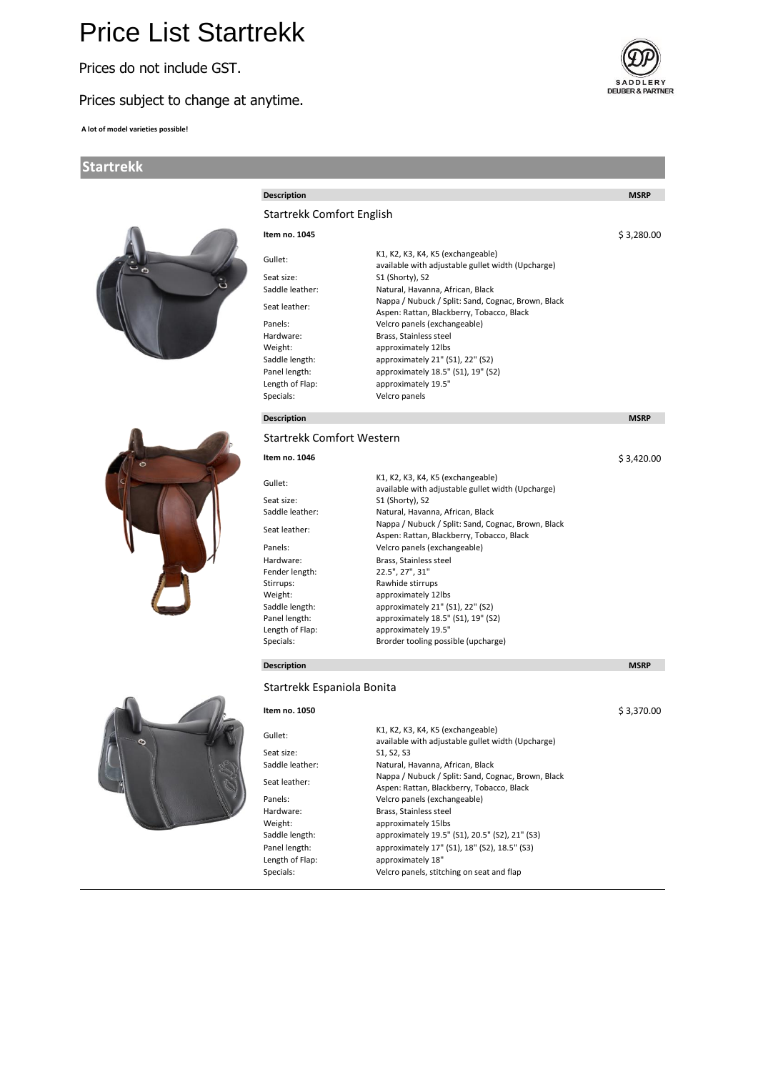# Price List Startrekk

Prices do not include GST.

Prices subject to change at anytime.

**A lot of model varieties possible!**

## Startrekk

| **Description** | | **MSRP** |
|---|---|---|
| Startrekk Comfort English | | |
| **Item no. 1045** | | $ 3,280.00 |
| Gullet: | K1, K2, K3, K4, K5 (exchangeable) available with adjustable gullet width (Upcharge) | |
| Seat size: | S1 (Shorty), S2 | |
| Saddle leather: | Natural, Havanna, African, Black | |
| Seat leather: | Nappa / Nubuck / Split: Sand, Cognac, Brown, Black Aspen: Rattan, Blackberry, Tobacco, Black | |
| Panels: | Velcro panels (exchangeable) | |
| Hardware: | Brass, Stainless steel | |
| Weight: | approximately 12lbs | |
| Saddle length: | approximately 21" (S1), 22" (S2) | |
| Panel length: | approximately 18.5" (S1), 19" (S2) | |
| Length of Flap: | approximately 19.5" | |
| Specials: | Velcro panels | |

| **Description** | | **MSRP** |
|---|---|---|
| Startrekk Comfort Western | | |
| **Item no. 1046** | | $ 3,420.00 |
| Gullet: | K1, K2, K3, K4, K5 (exchangeable) available with adjustable gullet width (Upcharge) | |
| Seat size: | S1 (Shorty), S2 | |
| Saddle leather: | Natural, Havanna, African, Black | |
| Seat leather: | Nappa / Nubuck / Split: Sand, Cognac, Brown, Black Aspen: Rattan, Blackberry, Tobacco, Black | |
| Panels: | Velcro panels (exchangeable) | |
| Hardware: | Brass, Stainless steel | |
| Fender length: | 22.5", 27", 31" | |
| Stirrups: | Rawhide stirrups | |
| Weight: | approximately 12lbs | |
| Saddle length: | approximately 21" (S1), 22" (S2) | |
| Panel length: | approximately 18.5" (S1), 19" (S2) | |
| Length of Flap: | approximately 19.5" | |
| Specials: | Brorder tooling possible (upcharge) | |

| **Description** | | **MSRP** |
|---|---|---|
| Startrekk Espaniola Bonita | | |
| **Item no. 1050** | | $ 3,370.00 |
| Gullet: | K1, K2, K3, K4, K5 (exchangeable) available with adjustable gullet width (Upcharge) | |
| Seat size: | S1, S2, S3 | |
| Saddle leather: | Natural, Havanna, African, Black | |
| Seat leather: | Nappa / Nubuck / Split: Sand, Cognac, Brown, Black Aspen: Rattan, Blackberry, Tobacco, Black | |
| Panels: | Velcro panels (exchangeable) | |
| Hardware: | Brass, Stainless steel | |
| Weight: | approximately 15lbs | |
| Saddle length: | approximately 19.5" (S1), 20.5" (S2), 21" (S3) | |
| Panel length: | approximately 17" (S1), 18" (S2), 18.5" (S3) | |
| Length of Flap: | approximately 18" | |
| Specials: | Velcro panels, stitching on seat and flap | |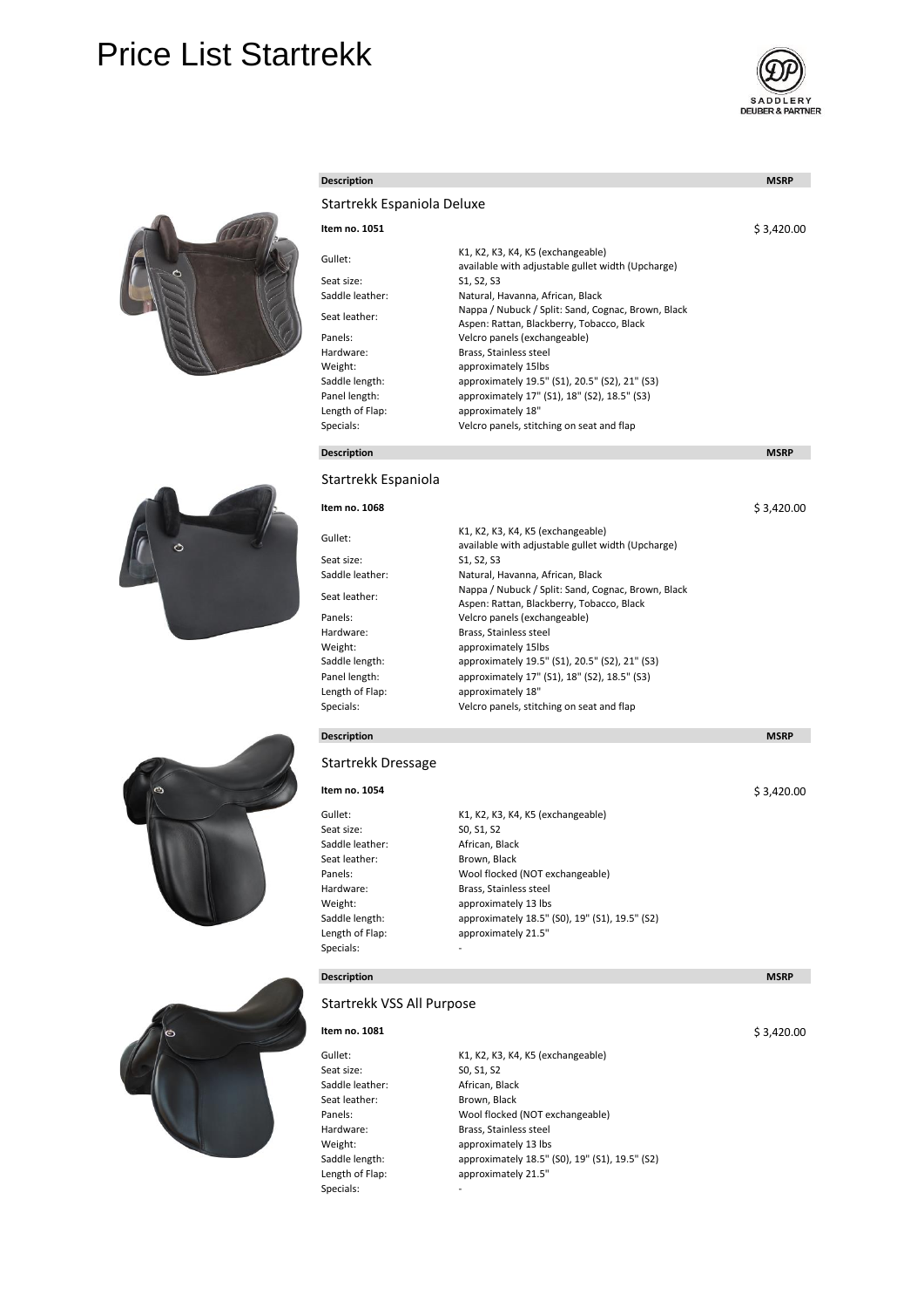# Price List Startrekk

| Description | | MSRP |
|---|---|---|
| **Startrekk Espaniola Deluxe** | | |
| **Item no. 1051** | | $ 3,420.00 |
| Gullet: | K1, K2, K3, K4, K5 (exchangeable)<br>available with adjustable gullet width (Upcharge) | |
| Seat size: | S1, S2, S3 | |
| Saddle leather: | Natural, Havanna, African, Black | |
| Seat leather: | Nappa / Nubuck / Split: Sand, Cognac, Brown, Black<br>Aspen: Rattan, Blackberry, Tobacco, Black | |
| Panels: | Velcro panels (exchangeable) | |
| Hardware: | Brass, Stainless steel | |
| Weight: | approximately 15lbs | |
| Saddle length: | approximately 19.5" (S1), 20.5" (S2), 21" (S3) | |
| Panel length: | approximately 17" (S1), 18" (S2), 18.5" (S3) | |
| Length of Flap: | approximately 18" | |
| Specials: | Velcro panels, stitching on seat and flap | |

| Description | | MSRP |
|---|---|---|
| **Startrekk Espaniola** | | |
| **Item no. 1068** | | $ 3,420.00 |
| Gullet: | K1, K2, K3, K4, K5 (exchangeable)<br>available with adjustable gullet width (Upcharge) | |
| Seat size: | S1, S2, S3 | |
| Saddle leather: | Natural, Havanna, African, Black | |
| Seat leather: | Nappa / Nubuck / Split: Sand, Cognac, Brown, Black<br>Aspen: Rattan, Blackberry, Tobacco, Black | |
| Panels: | Velcro panels (exchangeable) | |
| Hardware: | Brass, Stainless steel | |
| Weight: | approximately 15lbs | |
| Saddle length: | approximately 19.5" (S1), 20.5" (S2), 21" (S3) | |
| Panel length: | approximately 17" (S1), 18" (S2), 18.5" (S3) | |
| Length of Flap: | approximately 18" | |
| Specials: | Velcro panels, stitching on seat and flap | |

| Description | | MSRP |
|---|---|---|
| **Startrekk Dressage** | | |
| **Item no. 1054** | | $ 3,420.00 |
| Gullet: | K1, K2, K3, K4, K5 (exchangeable) | |
| Seat size: | S0, S1, S2 | |
| Saddle leather: | African, Black | |
| Seat leather: | Brown, Black | |
| Panels: | Wool flocked (NOT exchangeable) | |
| Hardware: | Brass, Stainless steel | |
| Weight: | approximately 13 lbs | |
| Saddle length: | approximately 18.5" (S0), 19" (S1), 19.5" (S2) | |
| Length of Flap: | approximately 21.5" | |
| Specials: | - | |

| Description | | MSRP |
|---|---|---|
| **Startrekk VSS All Purpose** | | |
| **Item no. 1081** | | $ 3,420.00 |
| Gullet: | K1, K2, K3, K4, K5 (exchangeable) | |
| Seat size: | S0, S1, S2 | |
| Saddle leather: | African, Black | |
| Seat leather: | Brown, Black | |
| Panels: | Wool flocked (NOT exchangeable) | |
| Hardware: | Brass, Stainless steel | |
| Weight: | approximately 13 lbs | |
| Saddle length: | approximately 18.5" (S0), 19" (S1), 19.5" (S2) | |
| Length of Flap: | approximately 21.5" | |
| Specials: | - | |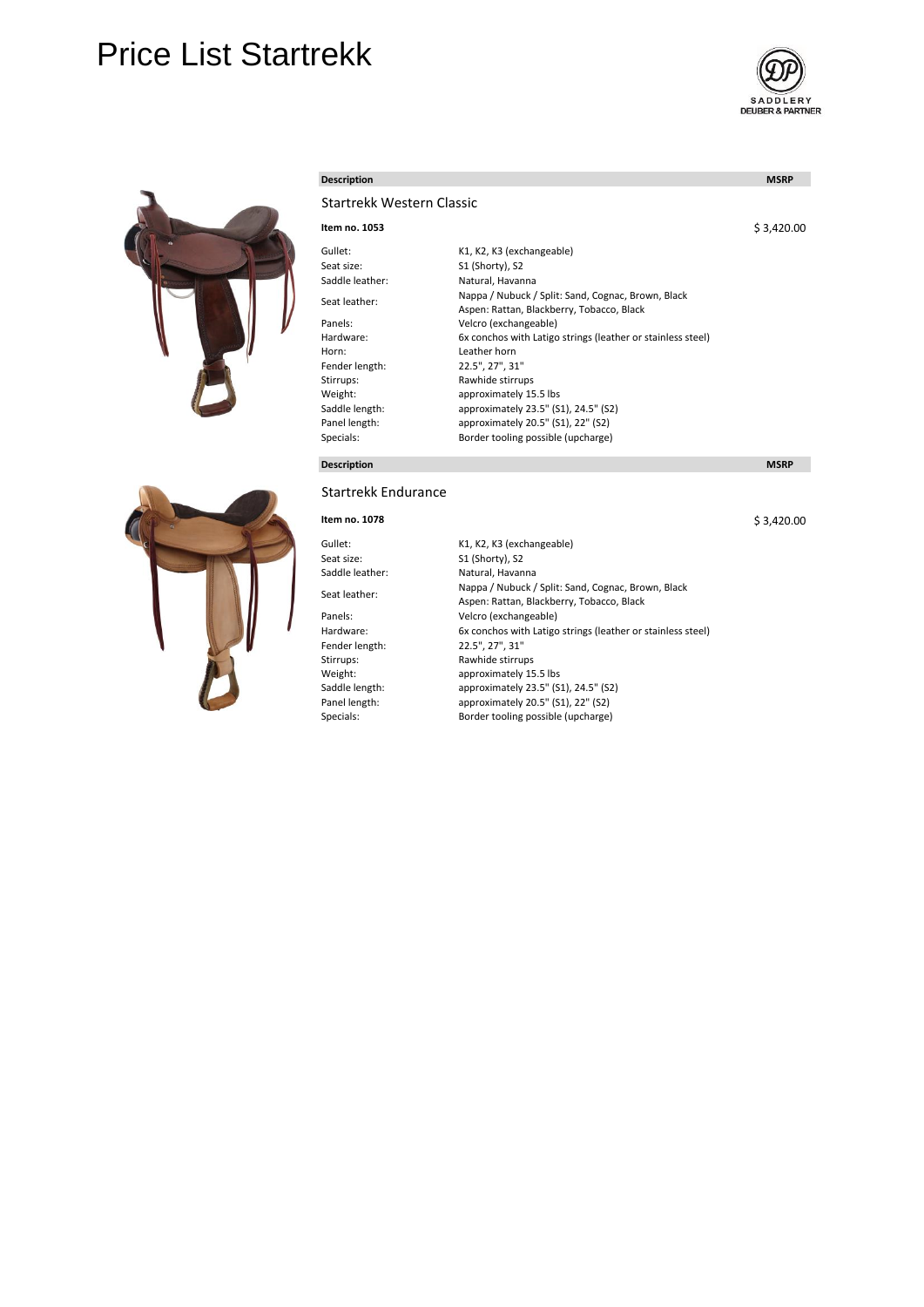# Price List Startrekk

| Description | | MSRP |
|---|---|---|
| Startrekk Western Classic | | |
| **Item no. 1053** | | $ 3,420.00 |
| Gullet: | K1, K2, K3 (exchangeable) | |
| Seat size: | S1 (Shorty), S2 | |
| Saddle leather: | Natural, Havanna | |
| Seat leather: | Nappa / Nubuck / Split: Sand, Cognac, Brown, Black<br>Aspen: Rattan, Blackberry, Tobacco, Black | |
| Panels: | Velcro (exchangeable) | |
| Hardware: | 6x conchos with Latigo strings (leather or stainless steel) | |
| Horn: | Leather horn | |
| Fender length: | 22.5", 27", 31" | |
| Stirrups: | Rawhide stirrups | |
| Weight: | approximately 15.5 lbs | |
| Saddle length: | approximately 23.5" (S1), 24.5" (S2) | |
| Panel length: | approximately 20.5" (S1), 22" (S2) | |
| Specials: | Border tooling possible (upcharge) | |

| Description | | MSRP |
|---|---|---|
| Startrekk Endurance | | |
| **Item no. 1078** | | $ 3,420.00 |
| Gullet: | K1, K2, K3 (exchangeable) | |
| Seat size: | S1 (Shorty), S2 | |
| Saddle leather: | Natural, Havanna | |
| Seat leather: | Nappa / Nubuck / Split: Sand, Cognac, Brown, Black<br>Aspen: Rattan, Blackberry, Tobacco, Black | |
| Panels: | Velcro (exchangeable) | |
| Hardware: | 6x conchos with Latigo strings (leather or stainless steel) | |
| Fender length: | 22.5", 27", 31" | |
| Stirrups: | Rawhide stirrups | |
| Weight: | approximately 15.5 lbs | |
| Saddle length: | approximately 23.5" (S1), 24.5" (S2) | |
| Panel length: | approximately 20.5" (S1), 22" (S2) | |
| Specials: | Border tooling possible (upcharge) | |